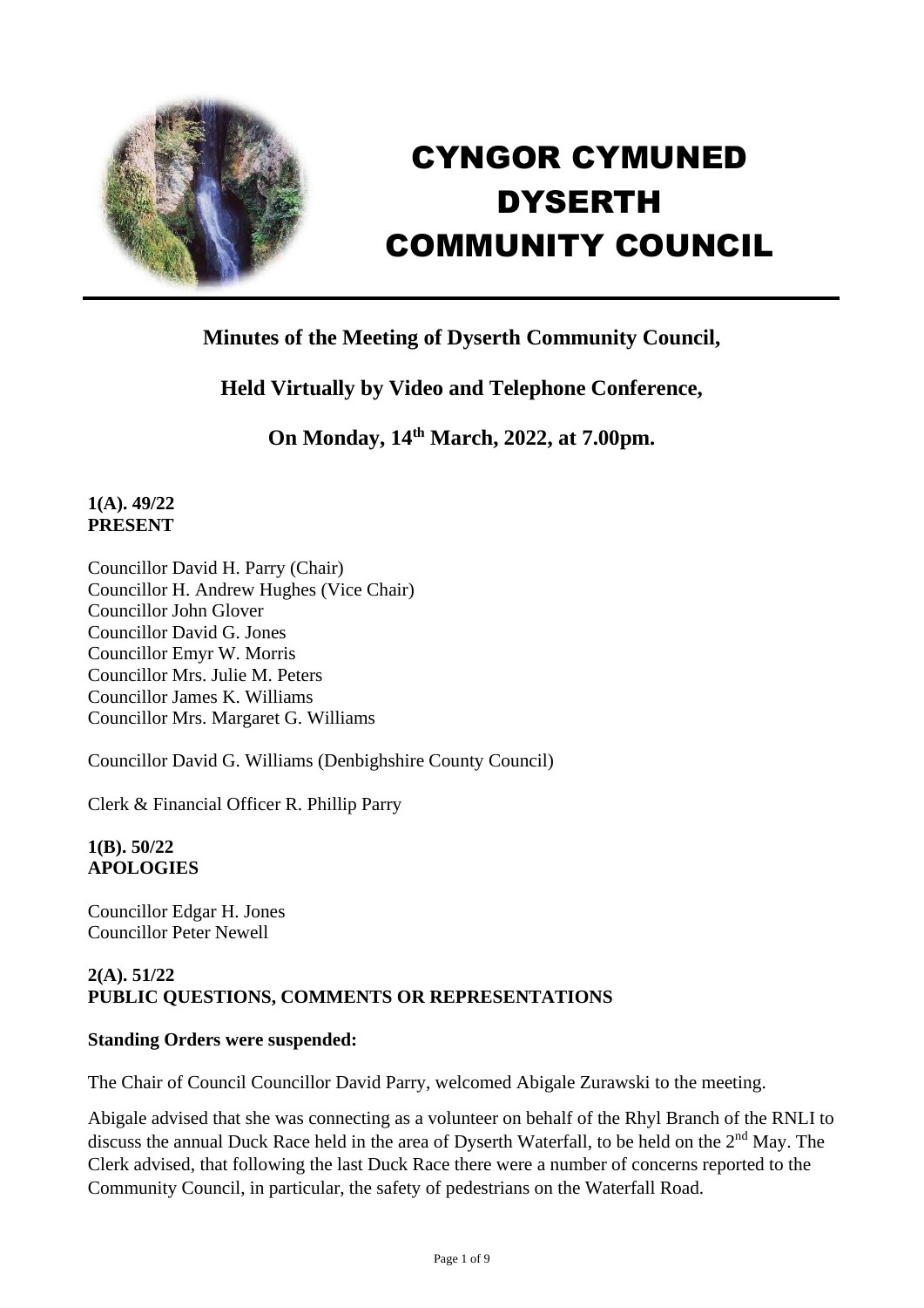# CYNGOR CYMUNED DYSERTH COMMUNITY COUNCIL

## Minutes of the Meeting of Dyserth Community Council,

## Held Virtually by Video and Telephone Conference,

## On Monday, 14th March, 2022, at 7.00pm.

**1(A). 49/22**
**PRESENT**

Councillor David H. Parry (Chair)
Councillor H. Andrew Hughes (Vice Chair)
Councillor John Glover
Councillor David G. Jones
Councillor Emyr W. Morris
Councillor Mrs. Julie M. Peters
Councillor James K. Williams
Councillor Mrs. Margaret G. Williams

Councillor David G. Williams (Denbighshire County Council)

Clerk & Financial Officer R. Phillip Parry

**1(B). 50/22**
**APOLOGIES**

Councillor Edgar H. Jones
Councillor Peter Newell

**2(A). 51/22**
**PUBLIC QUESTIONS, COMMENTS OR REPRESENTATIONS**

**Standing Orders were suspended:**

The Chair of Council Councillor David Parry, welcomed Abigale Zurawski to the meeting.

Abigale advised that she was connecting as a volunteer on behalf of the Rhyl Branch of the RNLI to discuss the annual Duck Race held in the area of Dyserth Waterfall, to be held on the 2nd May. The Clerk advised, that following the last Duck Race there were a number of concerns reported to the Community Council, in particular, the safety of pedestrians on the Waterfall Road.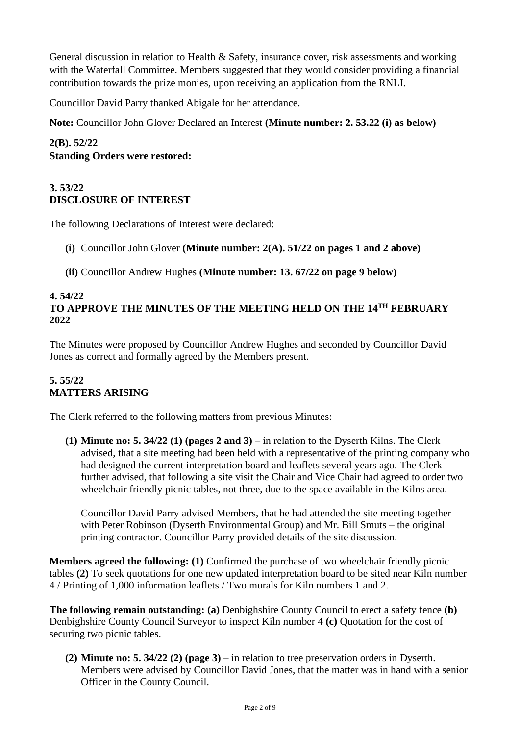General discussion in relation to Health & Safety, insurance cover, risk assessments and working with the Waterfall Committee. Members suggested that they would consider providing a financial contribution towards the prize monies, upon receiving an application from the RNLI.

Councillor David Parry thanked Abigale for her attendance.

**Note:** Councillor John Glover Declared an Interest **(Minute number: 2. 53.22 (i) as below)**

**2(B). 52/22**
**Standing Orders were restored:**

**3. 53/22**
**DISCLOSURE OF INTEREST**

The following Declarations of Interest were declared:

- **(i)** Councillor John Glover **(Minute number: 2(A). 51/22 on pages 1 and 2 above)**
- **(ii)** Councillor Andrew Hughes **(Minute number: 13. 67/22 on page 9 below)**

**4. 54/22**
**TO APPROVE THE MINUTES OF THE MEETING HELD ON THE 14TH FEBRUARY 2022**

The Minutes were proposed by Councillor Andrew Hughes and seconded by Councillor David Jones as correct and formally agreed by the Members present.

**5. 55/22**
**MATTERS ARISING**

The Clerk referred to the following matters from previous Minutes:

**(1) Minute no: 5. 34/22 (1) (pages 2 and 3)** – in relation to the Dyserth Kilns. The Clerk advised, that a site meeting had been held with a representative of the printing company who had designed the current interpretation board and leaflets several years ago. The Clerk further advised, that following a site visit the Chair and Vice Chair had agreed to order two wheelchair friendly picnic tables, not three, due to the space available in the Kilns area.

Councillor David Parry advised Members, that he had attended the site meeting together with Peter Robinson (Dyserth Environmental Group) and Mr. Bill Smuts – the original printing contractor. Councillor Parry provided details of the site discussion.

**Members agreed the following: (1)** Confirmed the purchase of two wheelchair friendly picnic tables **(2)** To seek quotations for one new updated interpretation board to be sited near Kiln number 4 / Printing of 1,000 information leaflets / Two murals for Kiln numbers 1 and 2.

**The following remain outstanding: (a)** Denbighshire County Council to erect a safety fence **(b)** Denbighshire County Council Surveyor to inspect Kiln number 4 **(c)** Quotation for the cost of securing two picnic tables.

**(2) Minute no: 5. 34/22 (2) (page 3)** – in relation to tree preservation orders in Dyserth. Members were advised by Councillor David Jones, that the matter was in hand with a senior Officer in the County Council.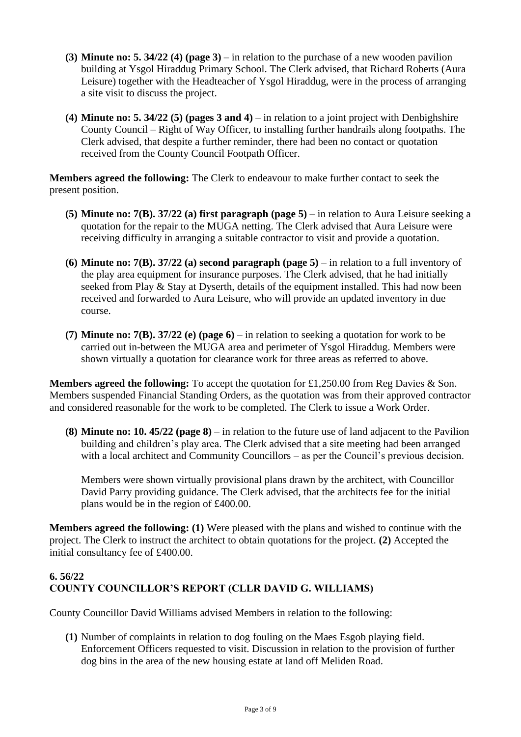**(3) Minute no: 5. 34/22 (4) (page 3)** – in relation to the purchase of a new wooden pavilion building at Ysgol Hiraddug Primary School. The Clerk advised, that Richard Roberts (Aura Leisure) together with the Headteacher of Ysgol Hiraddug, were in the process of arranging a site visit to discuss the project.

**(4) Minute no: 5. 34/22 (5) (pages 3 and 4)** – in relation to a joint project with Denbighshire County Council – Right of Way Officer, to installing further handrails along footpaths. The Clerk advised, that despite a further reminder, there had been no contact or quotation received from the County Council Footpath Officer.

**Members agreed the following:** The Clerk to endeavour to make further contact to seek the present position.

**(5) Minute no: 7(B). 37/22 (a) first paragraph (page 5)** – in relation to Aura Leisure seeking a quotation for the repair to the MUGA netting. The Clerk advised that Aura Leisure were receiving difficulty in arranging a suitable contractor to visit and provide a quotation.

**(6) Minute no: 7(B). 37/22 (a) second paragraph (page 5)** – in relation to a full inventory of the play area equipment for insurance purposes. The Clerk advised, that he had initially seeked from Play & Stay at Dyserth, details of the equipment installed. This had now been received and forwarded to Aura Leisure, who will provide an updated inventory in due course.

**(7) Minute no: 7(B). 37/22 (e) (page 6)** – in relation to seeking a quotation for work to be carried out in-between the MUGA area and perimeter of Ysgol Hiraddug. Members were shown virtually a quotation for clearance work for three areas as referred to above.

**Members agreed the following:** To accept the quotation for £1,250.00 from Reg Davies & Son. Members suspended Financial Standing Orders, as the quotation was from their approved contractor and considered reasonable for the work to be completed. The Clerk to issue a Work Order.

**(8) Minute no: 10. 45/22 (page 8)** – in relation to the future use of land adjacent to the Pavilion building and children's play area. The Clerk advised that a site meeting had been arranged with a local architect and Community Councillors – as per the Council's previous decision.

Members were shown virtually provisional plans drawn by the architect, with Councillor David Parry providing guidance. The Clerk advised, that the architects fee for the initial plans would be in the region of £400.00.

**Members agreed the following: (1)** Were pleased with the plans and wished to continue with the project. The Clerk to instruct the architect to obtain quotations for the project. **(2)** Accepted the initial consultancy fee of £400.00.

## 6. 56/22
## COUNTY COUNCILLOR'S REPORT (CLLR DAVID G. WILLIAMS)

County Councillor David Williams advised Members in relation to the following:

**(1)** Number of complaints in relation to dog fouling on the Maes Esgob playing field. Enforcement Officers requested to visit. Discussion in relation to the provision of further dog bins in the area of the new housing estate at land off Meliden Road.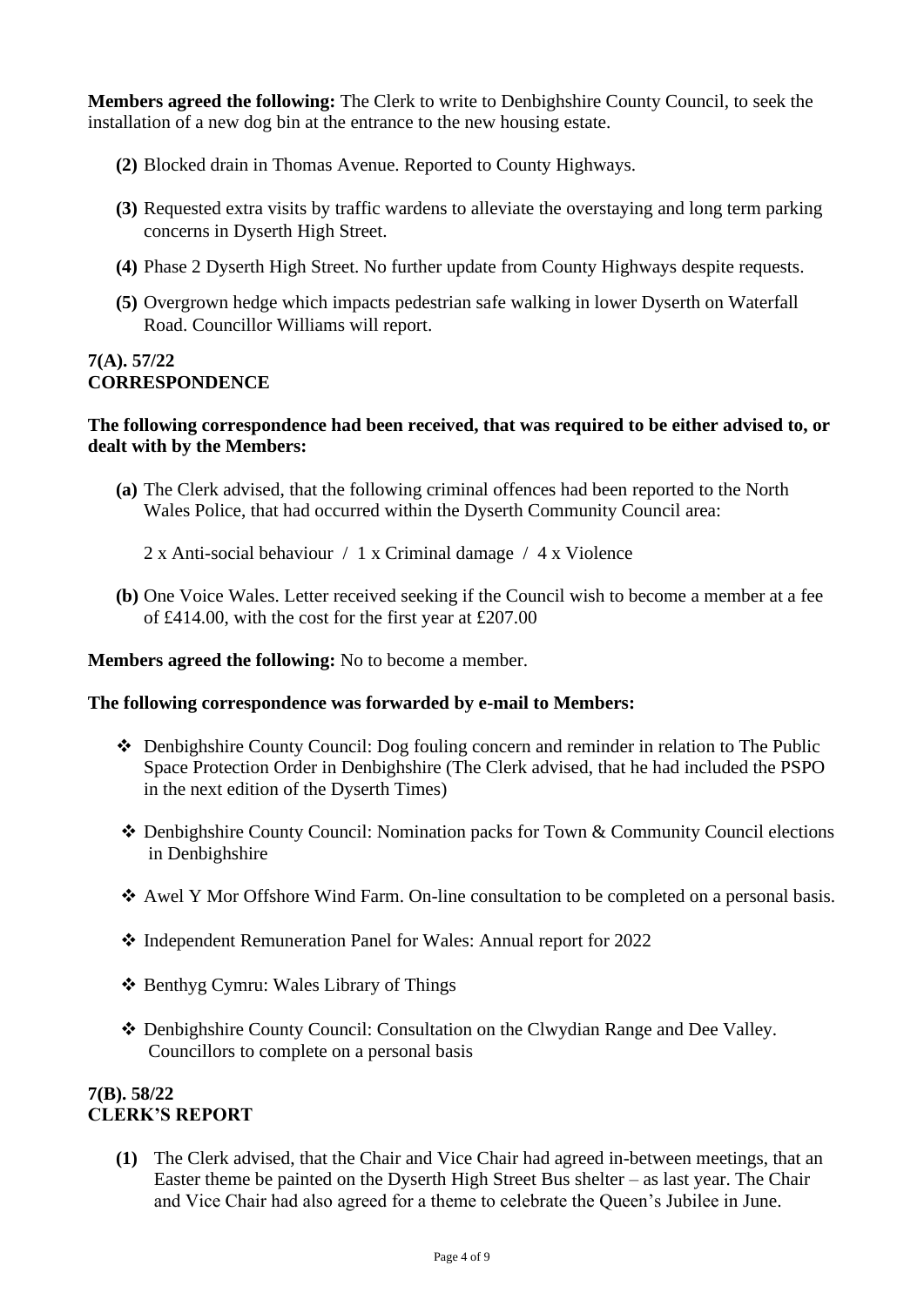**Members agreed the following:** The Clerk to write to Denbighshire County Council, to seek the installation of a new dog bin at the entrance to the new housing estate.

**(2)** Blocked drain in Thomas Avenue. Reported to County Highways.

**(3)** Requested extra visits by traffic wardens to alleviate the overstaying and long term parking concerns in Dyserth High Street.

**(4)** Phase 2 Dyserth High Street. No further update from County Highways despite requests.

**(5)** Overgrown hedge which impacts pedestrian safe walking in lower Dyserth on Waterfall Road. Councillor Williams will report.

**7(A). 57/22**
**CORRESPONDENCE**

**The following correspondence had been received, that was required to be either advised to, or dealt with by the Members:**

**(a)** The Clerk advised, that the following criminal offences had been reported to the North Wales Police, that had occurred within the Dyserth Community Council area:

2 x Anti-social behaviour / 1 x Criminal damage / 4 x Violence

**(b)** One Voice Wales. Letter received seeking if the Council wish to become a member at a fee of £414.00, with the cost for the first year at £207.00

**Members agreed the following:** No to become a member.

**The following correspondence was forwarded by e-mail to Members:**

- Denbighshire County Council: Dog fouling concern and reminder in relation to The Public Space Protection Order in Denbighshire (The Clerk advised, that he had included the PSPO in the next edition of the Dyserth Times)
- Denbighshire County Council: Nomination packs for Town & Community Council elections in Denbighshire
- Awel Y Mor Offshore Wind Farm. On-line consultation to be completed on a personal basis.
- Independent Remuneration Panel for Wales: Annual report for 2022
- Benthyg Cymru: Wales Library of Things
- Denbighshire County Council: Consultation on the Clwydian Range and Dee Valley. Councillors to complete on a personal basis

**7(B). 58/22**
**CLERK'S REPORT**

**(1)** The Clerk advised, that the Chair and Vice Chair had agreed in-between meetings, that an Easter theme be painted on the Dyserth High Street Bus shelter – as last year. The Chair and Vice Chair had also agreed for a theme to celebrate the Queen's Jubilee in June.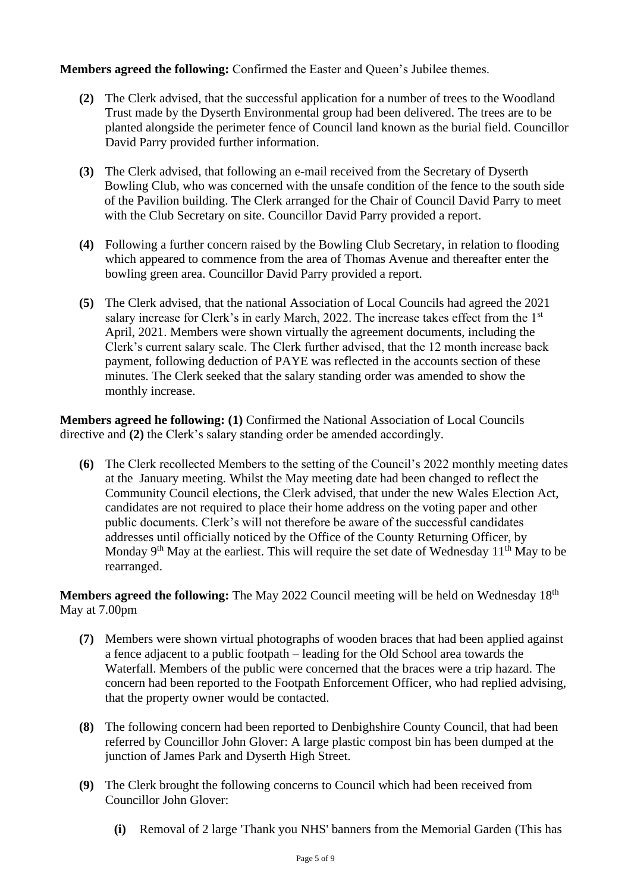**Members agreed the following:** Confirmed the Easter and Queen's Jubilee themes.

**(2)** The Clerk advised, that the successful application for a number of trees to the Woodland Trust made by the Dyserth Environmental group had been delivered. The trees are to be planted alongside the perimeter fence of Council land known as the burial field. Councillor David Parry provided further information.

**(3)** The Clerk advised, that following an e-mail received from the Secretary of Dyserth Bowling Club, who was concerned with the unsafe condition of the fence to the south side of the Pavilion building. The Clerk arranged for the Chair of Council David Parry to meet with the Club Secretary on site. Councillor David Parry provided a report.

**(4)** Following a further concern raised by the Bowling Club Secretary, in relation to flooding which appeared to commence from the area of Thomas Avenue and thereafter enter the bowling green area. Councillor David Parry provided a report.

**(5)** The Clerk advised, that the national Association of Local Councils had agreed the 2021 salary increase for Clerk's in early March, 2022. The increase takes effect from the 1st April, 2021. Members were shown virtually the agreement documents, including the Clerk's current salary scale. The Clerk further advised, that the 12 month increase back payment, following deduction of PAYE was reflected in the accounts section of these minutes. The Clerk seeked that the salary standing order was amended to show the monthly increase.

**Members agreed he following: (1)** Confirmed the National Association of Local Councils directive and **(2)** the Clerk's salary standing order be amended accordingly.

**(6)** The Clerk recollected Members to the setting of the Council's 2022 monthly meeting dates at the January meeting. Whilst the May meeting date had been changed to reflect the Community Council elections, the Clerk advised, that under the new Wales Election Act, candidates are not required to place their home address on the voting paper and other public documents. Clerk's will not therefore be aware of the successful candidates addresses until officially noticed by the Office of the County Returning Officer, by Monday 9th May at the earliest. This will require the set date of Wednesday 11th May to be rearranged.

**Members agreed the following:** The May 2022 Council meeting will be held on Wednesday 18th May at 7.00pm

**(7)** Members were shown virtual photographs of wooden braces that had been applied against a fence adjacent to a public footpath – leading for the Old School area towards the Waterfall. Members of the public were concerned that the braces were a trip hazard. The concern had been reported to the Footpath Enforcement Officer, who had replied advising, that the property owner would be contacted.

**(8)** The following concern had been reported to Denbighshire County Council, that had been referred by Councillor John Glover: A large plastic compost bin has been dumped at the junction of James Park and Dyserth High Street.

**(9)** The Clerk brought the following concerns to Council which had been received from Councillor John Glover:

**(i)** Removal of 2 large 'Thank you NHS' banners from the Memorial Garden (This has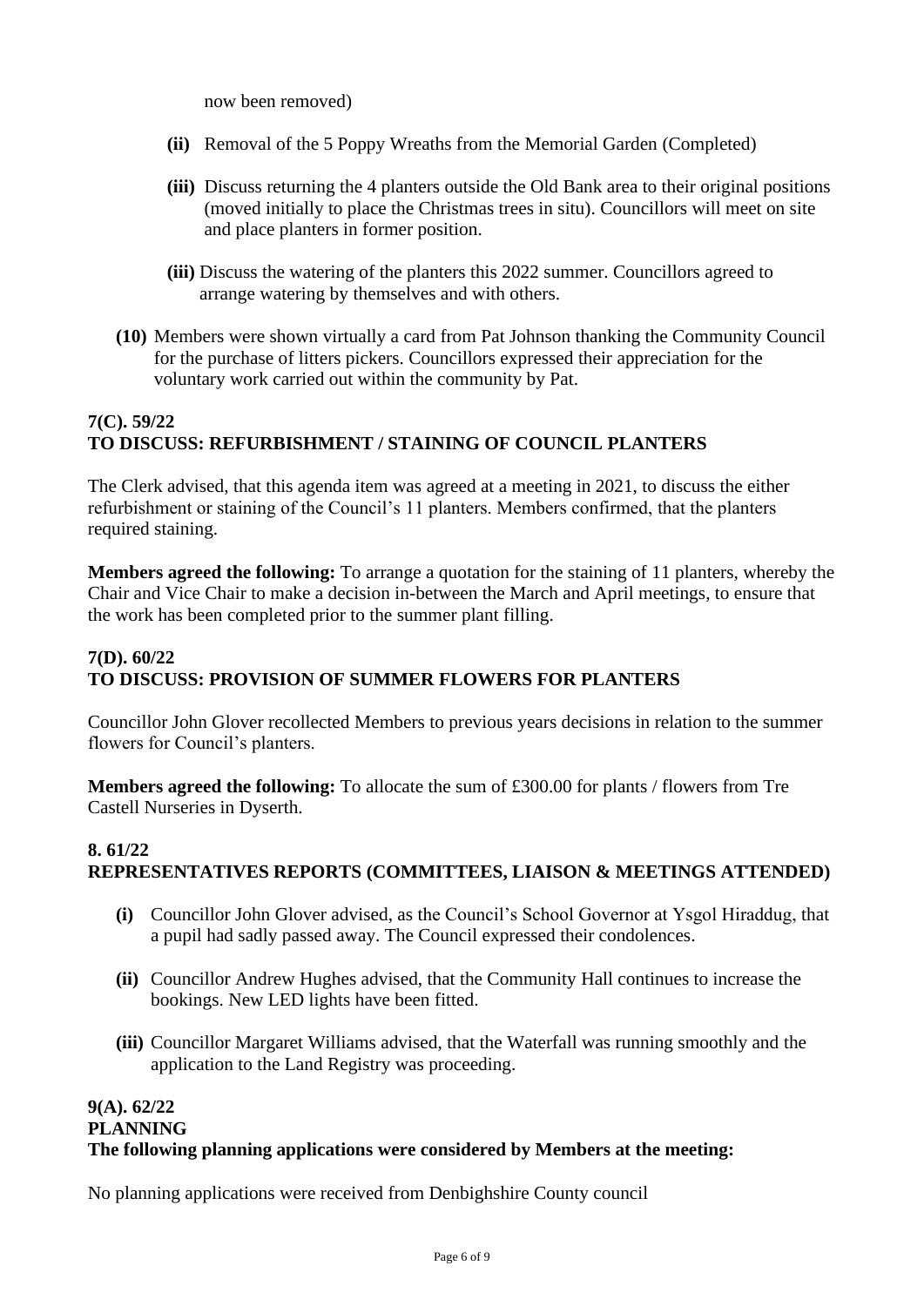now been removed)

- **(ii)** Removal of the 5 Poppy Wreaths from the Memorial Garden (Completed)
- **(iii)** Discuss returning the 4 planters outside the Old Bank area to their original positions (moved initially to place the Christmas trees in situ). Councillors will meet on site and place planters in former position.
- **(iii)** Discuss the watering of the planters this 2022 summer. Councillors agreed to arrange watering by themselves and with others.

**(10)** Members were shown virtually a card from Pat Johnson thanking the Community Council for the purchase of litters pickers. Councillors expressed their appreciation for the voluntary work carried out within the community by Pat.

**7(C). 59/22**
**TO DISCUSS: REFURBISHMENT / STAINING OF COUNCIL PLANTERS**

The Clerk advised, that this agenda item was agreed at a meeting in 2021, to discuss the either refurbishment or staining of the Council's 11 planters. Members confirmed, that the planters required staining.

**Members agreed the following:** To arrange a quotation for the staining of 11 planters, whereby the Chair and Vice Chair to make a decision in-between the March and April meetings, to ensure that the work has been completed prior to the summer plant filling.

**7(D). 60/22**
**TO DISCUSS: PROVISION OF SUMMER FLOWERS FOR PLANTERS**

Councillor John Glover recollected Members to previous years decisions in relation to the summer flowers for Council's planters.

**Members agreed the following:** To allocate the sum of £300.00 for plants / flowers from Tre Castell Nurseries in Dyserth.

**8. 61/22**
**REPRESENTATIVES REPORTS (COMMITTEES, LIAISON & MEETINGS ATTENDED)**

- **(i)** Councillor John Glover advised, as the Council's School Governor at Ysgol Hiraddug, that a pupil had sadly passed away. The Council expressed their condolences.
- **(ii)** Councillor Andrew Hughes advised, that the Community Hall continues to increase the bookings. New LED lights have been fitted.
- **(iii)** Councillor Margaret Williams advised, that the Waterfall was running smoothly and the application to the Land Registry was proceeding.

**9(A). 62/22**
**PLANNING**
**The following planning applications were considered by Members at the meeting:**

No planning applications were received from Denbighshire County council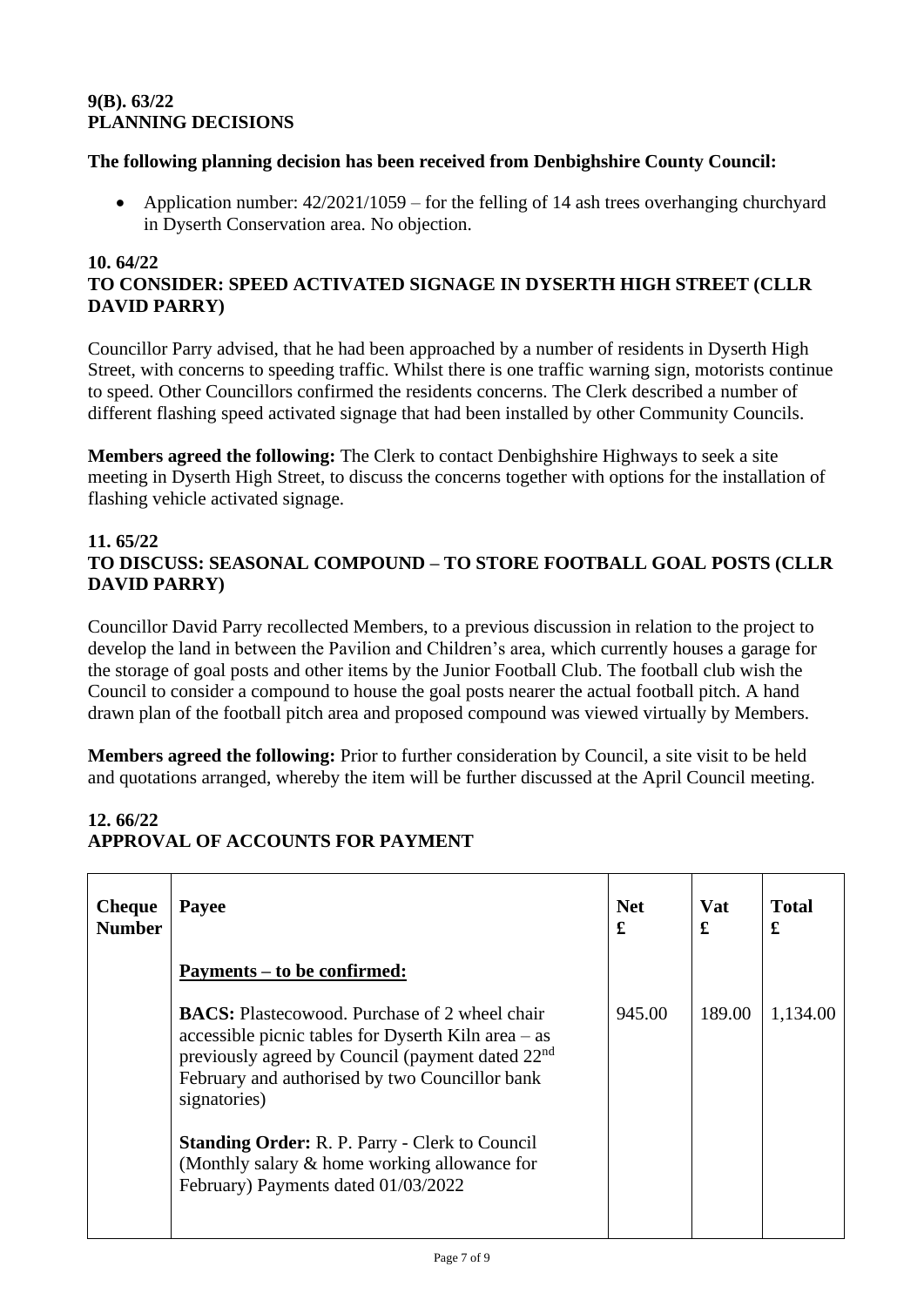**9(B). 63/22**
**PLANNING DECISIONS**

**The following planning decision has been received from Denbighshire County Council:**

- Application number: 42/2021/1059 – for the felling of 14 ash trees overhanging churchyard in Dyserth Conservation area. No objection.

**10. 64/22**
**TO CONSIDER: SPEED ACTIVATED SIGNAGE IN DYSERTH HIGH STREET (CLLR DAVID PARRY)**

Councillor Parry advised, that he had been approached by a number of residents in Dyserth High Street, with concerns to speeding traffic. Whilst there is one traffic warning sign, motorists continue to speed. Other Councillors confirmed the residents concerns. The Clerk described a number of different flashing speed activated signage that had been installed by other Community Councils.

**Members agreed the following:** The Clerk to contact Denbighshire Highways to seek a site meeting in Dyserth High Street, to discuss the concerns together with options for the installation of flashing vehicle activated signage.

**11. 65/22**
**TO DISCUSS: SEASONAL COMPOUND – TO STORE FOOTBALL GOAL POSTS (CLLR DAVID PARRY)**

Councillor David Parry recollected Members, to a previous discussion in relation to the project to develop the land in between the Pavilion and Children's area, which currently houses a garage for the storage of goal posts and other items by the Junior Football Club. The football club wish the Council to consider a compound to house the goal posts nearer the actual football pitch. A hand drawn plan of the football pitch area and proposed compound was viewed virtually by Members.

**Members agreed the following:** Prior to further consideration by Council, a site visit to be held and quotations arranged, whereby the item will be further discussed at the April Council meeting.

**12. 66/22**
**APPROVAL OF ACCOUNTS FOR PAYMENT**

| Cheque Number | Payee | Net £ | Vat £ | Total £ |
|---|---|---|---|---|
| | **Payments – to be confirmed:** | | | |
| | **BACS:** Plastecowood. Purchase of 2 wheel chair accessible picnic tables for Dyserth Kiln area – as previously agreed by Council (payment dated 22nd February and authorised by two Councillor bank signatories) | 945.00 | 189.00 | 1,134.00 |
| | **Standing Order:** R. P. Parry - Clerk to Council (Monthly salary & home working allowance for February) Payments dated 01/03/2022 | | | |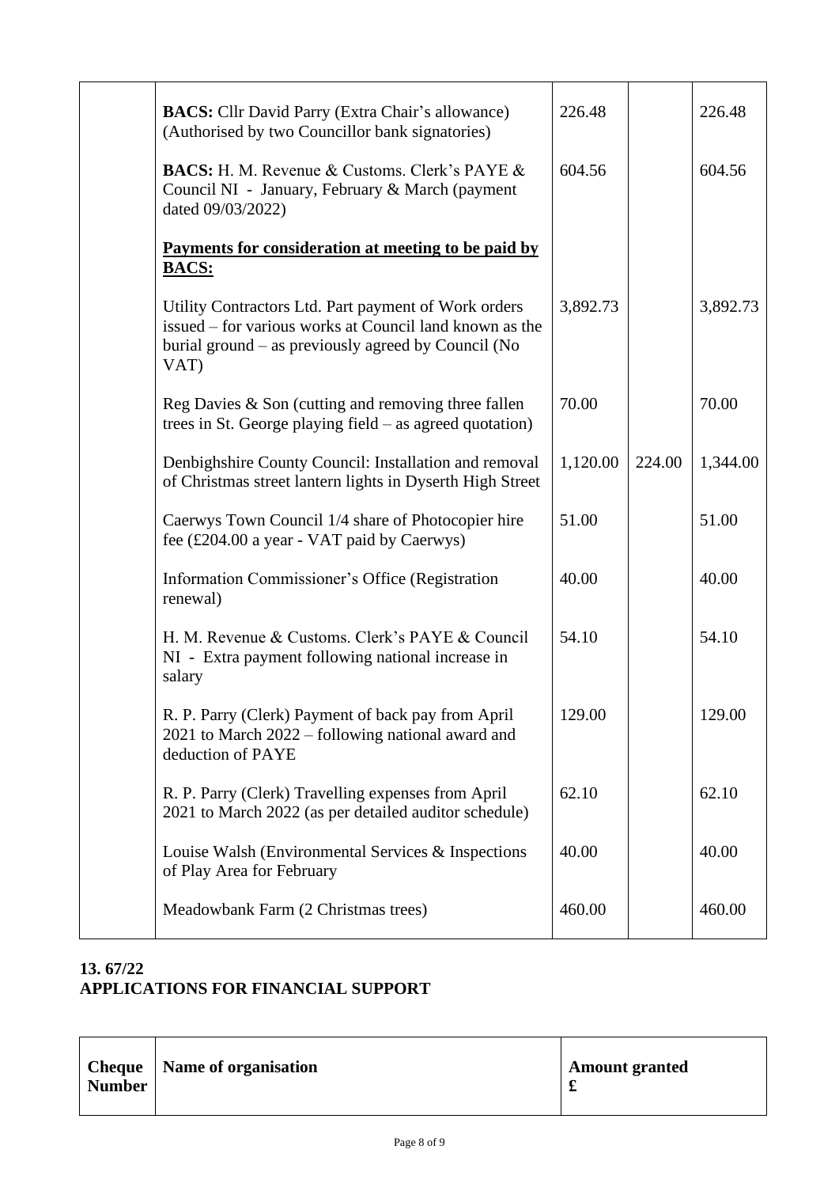| | | | | |
|---|---|---|---|---|
| | **BACS:** Cllr David Parry (Extra Chair's allowance) (Authorised by two Councillor bank signatories) | 226.48 | | 226.48 |
| | **BACS:** H. M. Revenue & Customs. Clerk's PAYE & Council NI - January, February & March (payment dated 09/03/2022) | 604.56 | | 604.56 |
| | **<u>Payments for consideration at meeting to be paid by BACS:</u>** | | | |
| | Utility Contractors Ltd. Part payment of Work orders issued – for various works at Council land known as the burial ground – as previously agreed by Council (No VAT) | 3,892.73 | | 3,892.73 |
| | Reg Davies & Son (cutting and removing three fallen trees in St. George playing field – as agreed quotation) | 70.00 | | 70.00 |
| | Denbighshire County Council: Installation and removal of Christmas street lantern lights in Dyserth High Street | 1,120.00 | 224.00 | 1,344.00 |
| | Caerwys Town Council 1/4 share of Photocopier hire fee (£204.00 a year - VAT paid by Caerwys) | 51.00 | | 51.00 |
| | Information Commissioner's Office (Registration renewal) | 40.00 | | 40.00 |
| | H. M. Revenue & Customs. Clerk's PAYE & Council NI - Extra payment following national increase in salary | 54.10 | | 54.10 |
| | R. P. Parry (Clerk) Payment of back pay from April 2021 to March 2022 – following national award and deduction of PAYE | 129.00 | | 129.00 |
| | R. P. Parry (Clerk) Travelling expenses from April 2021 to March 2022 (as per detailed auditor schedule) | 62.10 | | 62.10 |
| | Louise Walsh (Environmental Services & Inspections of Play Area for February | 40.00 | | 40.00 |
| | Meadowbank Farm (2 Christmas trees) | 460.00 | | 460.00 |

## 13. 67/22
## APPLICATIONS FOR FINANCIAL SUPPORT

| Cheque Number | Name of organisation | Amount granted £ |
|---|---|---|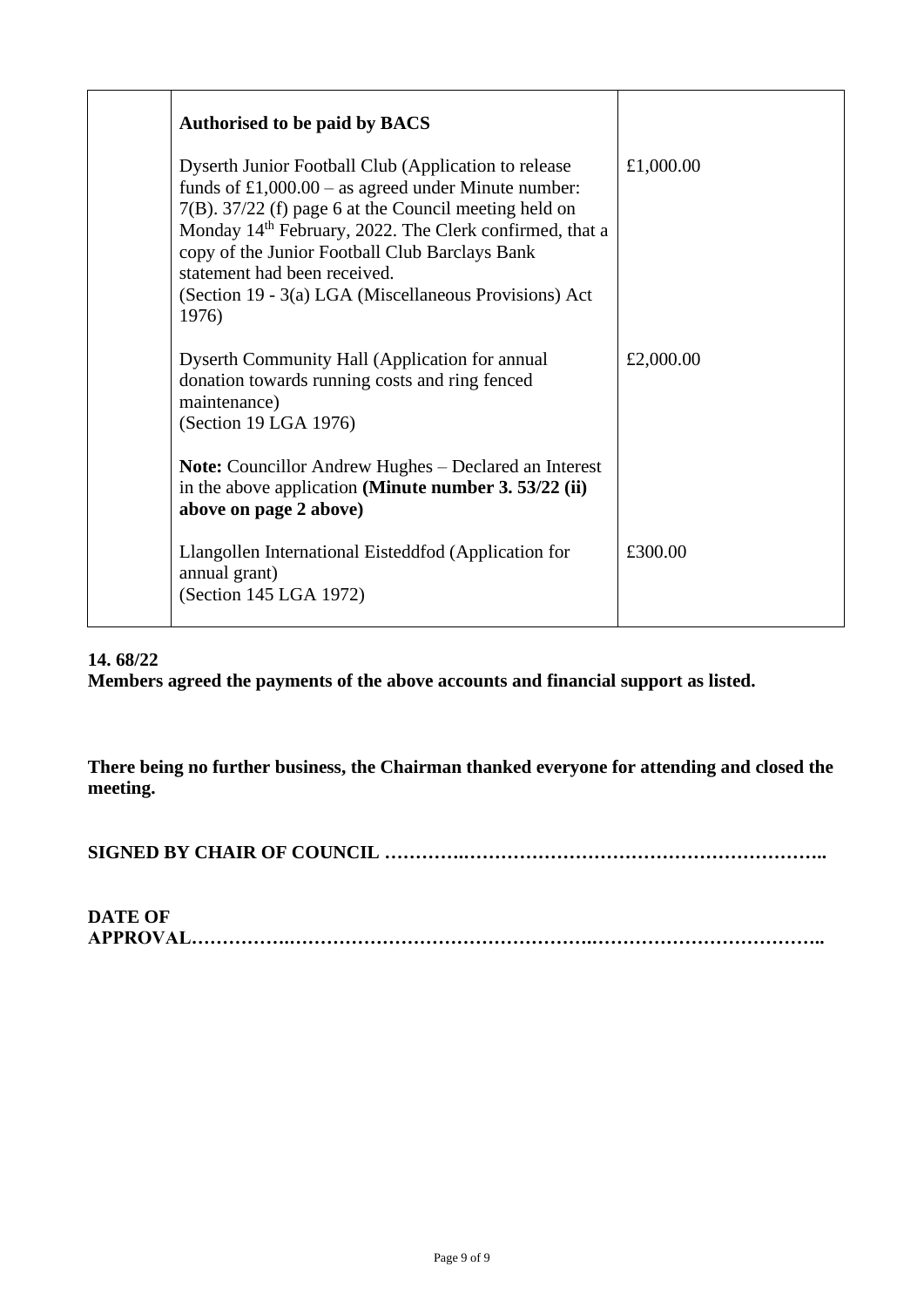| | | |
|---|---|---|
| | **Authorised to be paid by BACS** | |
| | Dyserth Junior Football Club (Application to release funds of £1,000.00 – as agreed under Minute number: 7(B). 37/22 (f) page 6 at the Council meeting held on Monday 14th February, 2022. The Clerk confirmed, that a copy of the Junior Football Club Barclays Bank statement had been received.<br>(Section 19 - 3(a) LGA (Miscellaneous Provisions) Act 1976) | £1,000.00 |
| | Dyserth Community Hall (Application for annual donation towards running costs and ring fenced maintenance)<br>(Section 19 LGA 1976)<br><br>**Note:** Councillor Andrew Hughes – Declared an Interest in the above application **(Minute number 3. 53/22 (ii) above on page 2 above)** | £2,000.00 |
| | Llangollen International Eisteddfod (Application for annual grant)<br>(Section 145 LGA 1972) | £300.00 |

**14. 68/22**
**Members agreed the payments of the above accounts and financial support as listed.**

**There being no further business, the Chairman thanked everyone for attending and closed the meeting.**

**SIGNED BY CHAIR OF COUNCIL …………..…………………………………………………..**

**DATE OF APPROVAL…………….……………………………………….……………………………..**